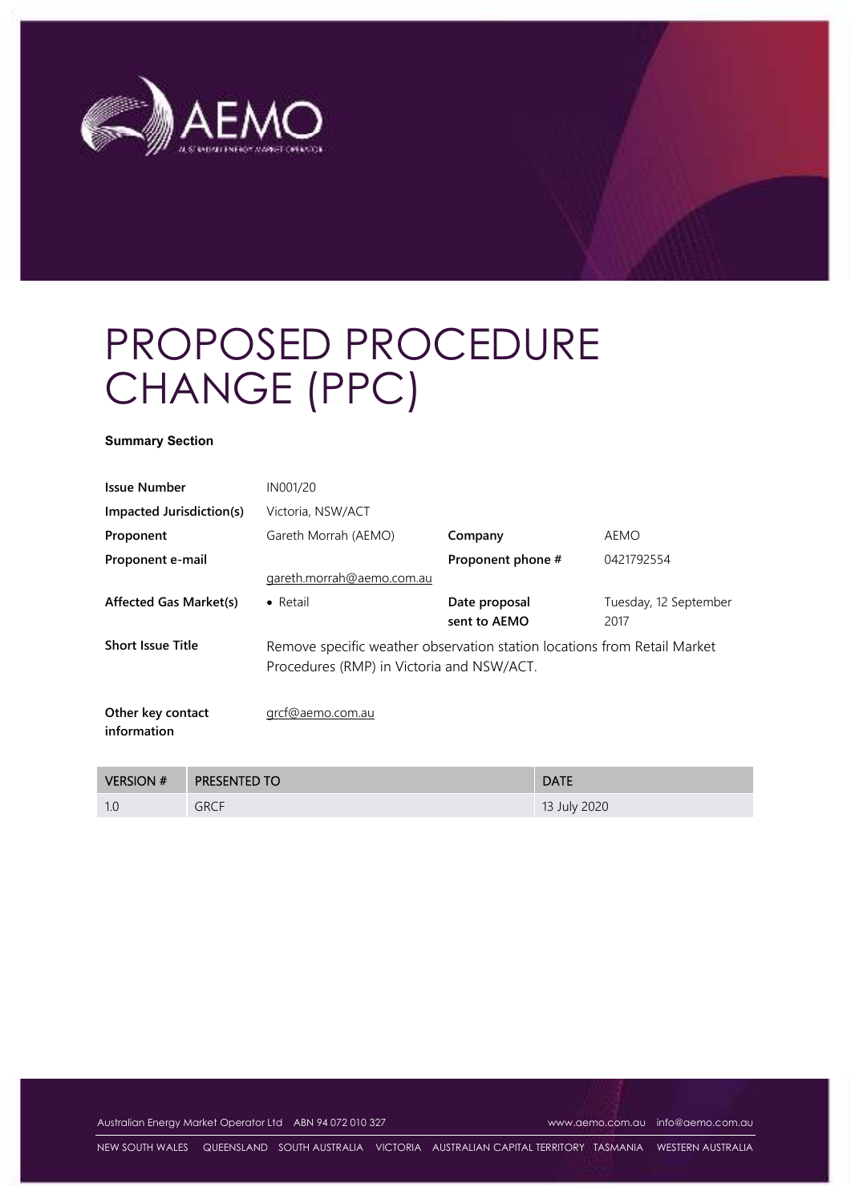# PROPOSED PROCEDURE CHANGE (PPC)

**Summary Section**

| | | | |
|---|---|---|---|
| **Issue Number** | IN001/20 | | |
| **Impacted Jurisdiction(s)** | Victoria, NSW/ACT | | |
| **Proponent** | Gareth Morrah (AEMO) | **Company** | AEMO |
| **Proponent e-mail** | gareth.morrah@aemo.com.au | **Proponent phone #** | 0421792554 |
| **Affected Gas Market(s)** | • Retail | **Date proposal sent to AEMO** | Tuesday, 12 September 2017 |
| **Short Issue Title** | Remove specific weather observation station locations from Retail Market Procedures (RMP) in Victoria and NSW/ACT. | | |
| **Other key contact information** | grcf@aemo.com.au | | |

| VERSION # | PRESENTED TO | DATE |
|---|---|---|
| 1.0 | GRCF | 13 July 2020 |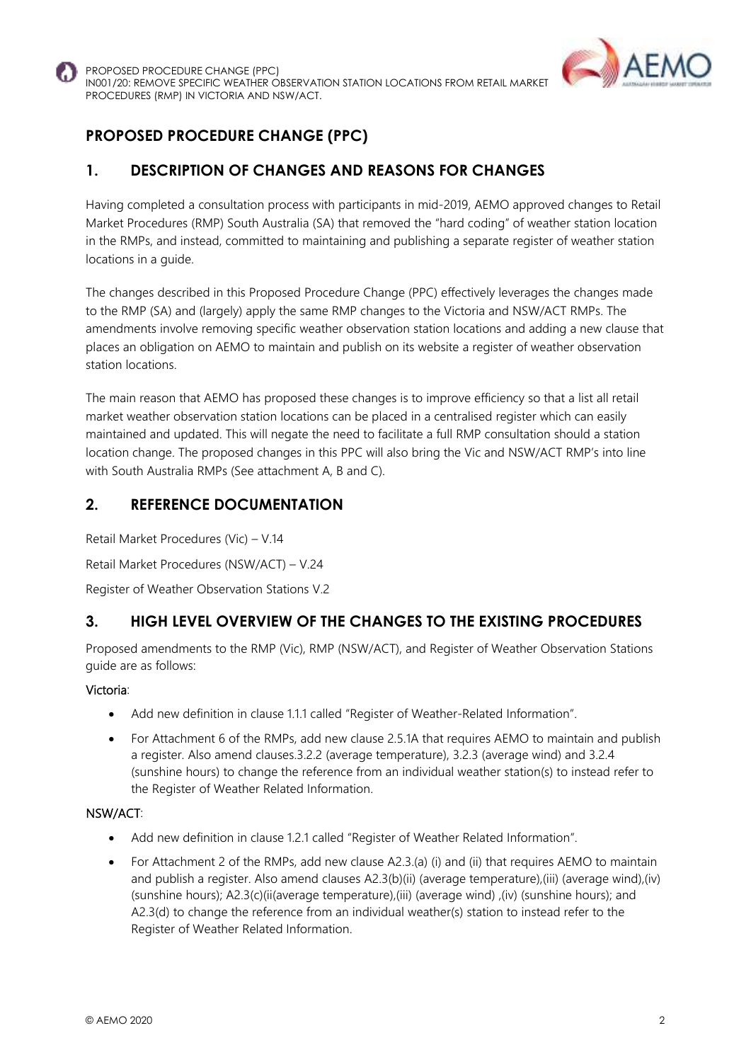# PROPOSED PROCEDURE CHANGE (PPC)

## 1. DESCRIPTION OF CHANGES AND REASONS FOR CHANGES

Having completed a consultation process with participants in mid-2019, AEMO approved changes to Retail Market Procedures (RMP) South Australia (SA) that removed the "hard coding" of weather station location in the RMPs, and instead, committed to maintaining and publishing a separate register of weather station locations in a guide.

The changes described in this Proposed Procedure Change (PPC) effectively leverages the changes made to the RMP (SA) and (largely) apply the same RMP changes to the Victoria and NSW/ACT RMPs. The amendments involve removing specific weather observation station locations and adding a new clause that places an obligation on AEMO to maintain and publish on its website a register of weather observation station locations.

The main reason that AEMO has proposed these changes is to improve efficiency so that a list all retail market weather observation station locations can be placed in a centralised register which can easily maintained and updated. This will negate the need to facilitate a full RMP consultation should a station location change. The proposed changes in this PPC will also bring the Vic and NSW/ACT RMP's into line with South Australia RMPs (See attachment A, B and C).

## 2. REFERENCE DOCUMENTATION

Retail Market Procedures (Vic) – V.14

Retail Market Procedures (NSW/ACT) – V.24

Register of Weather Observation Stations V.2

## 3. HIGH LEVEL OVERVIEW OF THE CHANGES TO THE EXISTING PROCEDURES

Proposed amendments to the RMP (Vic), RMP (NSW/ACT), and Register of Weather Observation Stations guide are as follows:

Victoria:

- Add new definition in clause 1.1.1 called "Register of Weather-Related Information".
- For Attachment 6 of the RMPs, add new clause 2.5.1A that requires AEMO to maintain and publish a register. Also amend clauses.3.2.2 (average temperature), 3.2.3 (average wind) and 3.2.4 (sunshine hours) to change the reference from an individual weather station(s) to instead refer to the Register of Weather Related Information.

NSW/ACT:

- Add new definition in clause 1.2.1 called "Register of Weather Related Information".
- For Attachment 2 of the RMPs, add new clause A2.3.(a) (i) and (ii) that requires AEMO to maintain and publish a register. Also amend clauses A2.3(b)(ii) (average temperature),(iii) (average wind),(iv) (sunshine hours); A2.3(c)(ii(average temperature),(iii) (average wind) ,(iv) (sunshine hours); and A2.3(d) to change the reference from an individual weather(s) station to instead refer to the Register of Weather Related Information.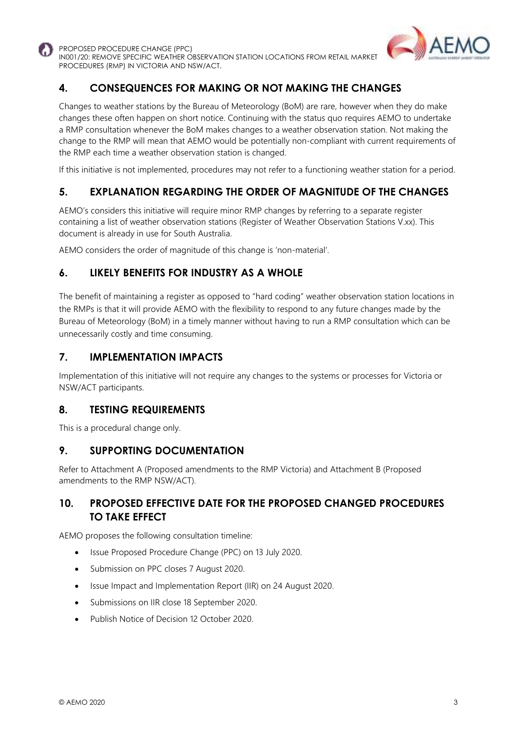## 4. CONSEQUENCES FOR MAKING OR NOT MAKING THE CHANGES

Changes to weather stations by the Bureau of Meteorology (BoM) are rare, however when they do make changes these often happen on short notice. Continuing with the status quo requires AEMO to undertake a RMP consultation whenever the BoM makes changes to a weather observation station. Not making the change to the RMP will mean that AEMO would be potentially non-compliant with current requirements of the RMP each time a weather observation station is changed.

If this initiative is not implemented, procedures may not refer to a functioning weather station for a period.

## 5. EXPLANATION REGARDING THE ORDER OF MAGNITUDE OF THE CHANGES

AEMO's considers this initiative will require minor RMP changes by referring to a separate register containing a list of weather observation stations (Register of Weather Observation Stations V.xx). This document is already in use for South Australia.

AEMO considers the order of magnitude of this change is 'non-material'.

## 6. LIKELY BENEFITS FOR INDUSTRY AS A WHOLE

The benefit of maintaining a register as opposed to "hard coding" weather observation station locations in the RMPs is that it will provide AEMO with the flexibility to respond to any future changes made by the Bureau of Meteorology (BoM) in a timely manner without having to run a RMP consultation which can be unnecessarily costly and time consuming.

## 7. IMPLEMENTATION IMPACTS

Implementation of this initiative will not require any changes to the systems or processes for Victoria or NSW/ACT participants.

## 8. TESTING REQUIREMENTS

This is a procedural change only.

## 9. SUPPORTING DOCUMENTATION

Refer to Attachment A (Proposed amendments to the RMP Victoria) and Attachment B (Proposed amendments to the RMP NSW/ACT).

## 10. PROPOSED EFFECTIVE DATE FOR THE PROPOSED CHANGED PROCEDURES TO TAKE EFFECT

AEMO proposes the following consultation timeline:

- Issue Proposed Procedure Change (PPC) on 13 July 2020.
- Submission on PPC closes 7 August 2020.
- Issue Impact and Implementation Report (IIR) on 24 August 2020.
- Submissions on IIR close 18 September 2020.
- Publish Notice of Decision 12 October 2020.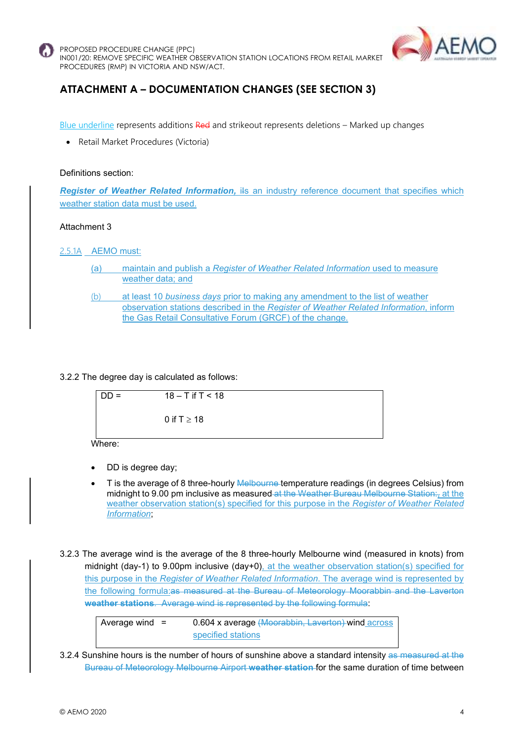## ATTACHMENT A – DOCUMENTATION CHANGES (SEE SECTION 3)

Blue underline represents additions Red and strikeout represents deletions – Marked up changes

- Retail Market Procedures (Victoria)

Definitions section:

***Register of Weather Related Information,*** iIs an industry reference document that specifies which weather station data must be used.

Attachment 3

2.5.1A AEMO must:

(a) maintain and publish a *Register of Weather Related Information* used to measure weather data; and

(b) at least 10 *business days* prior to making any amendment to the list of weather observation stations described in the *Register of Weather Related Information*, inform the Gas Retail Consultative Forum (GRCF) of the change.

3.2.2 The degree day is calculated as follows:

| DD = | 18 – T if T < 18 |
|---|---|
| | 0 if T ≥ 18 |

Where:

- DD is degree day;
- T is the average of 8 three-hourly ~~Melbourne~~ temperature readings (in degrees Celsius) from midnight to 9.00 pm inclusive as measured ~~at the Weather Bureau Melbourne Station;~~, at the weather observation station(s) specified for this purpose in the *Register of Weather Related Information*;

3.2.3 The average wind is the average of the 8 three-hourly Melbourne wind (measured in knots) from midnight (day-1) to 9.00pm inclusive (day+0), at the weather observation station(s) specified for this purpose in the *Register of Weather Related Information*. The average wind is represented by the following formula:~~as measured at the Bureau of Meteorology Moorabbin and the Laverton **weather stations**. Average wind is represented by the following formula~~:

| Average wind = | 0.604 x average ~~(Moorabbin, Laverton)~~ wind across specified stations |
|---|---|

3.2.4 Sunshine hours is the number of hours of sunshine above a standard intensity ~~as measured at the Bureau of Meteorology Melbourne Airport **weather station**~~ for the same duration of time between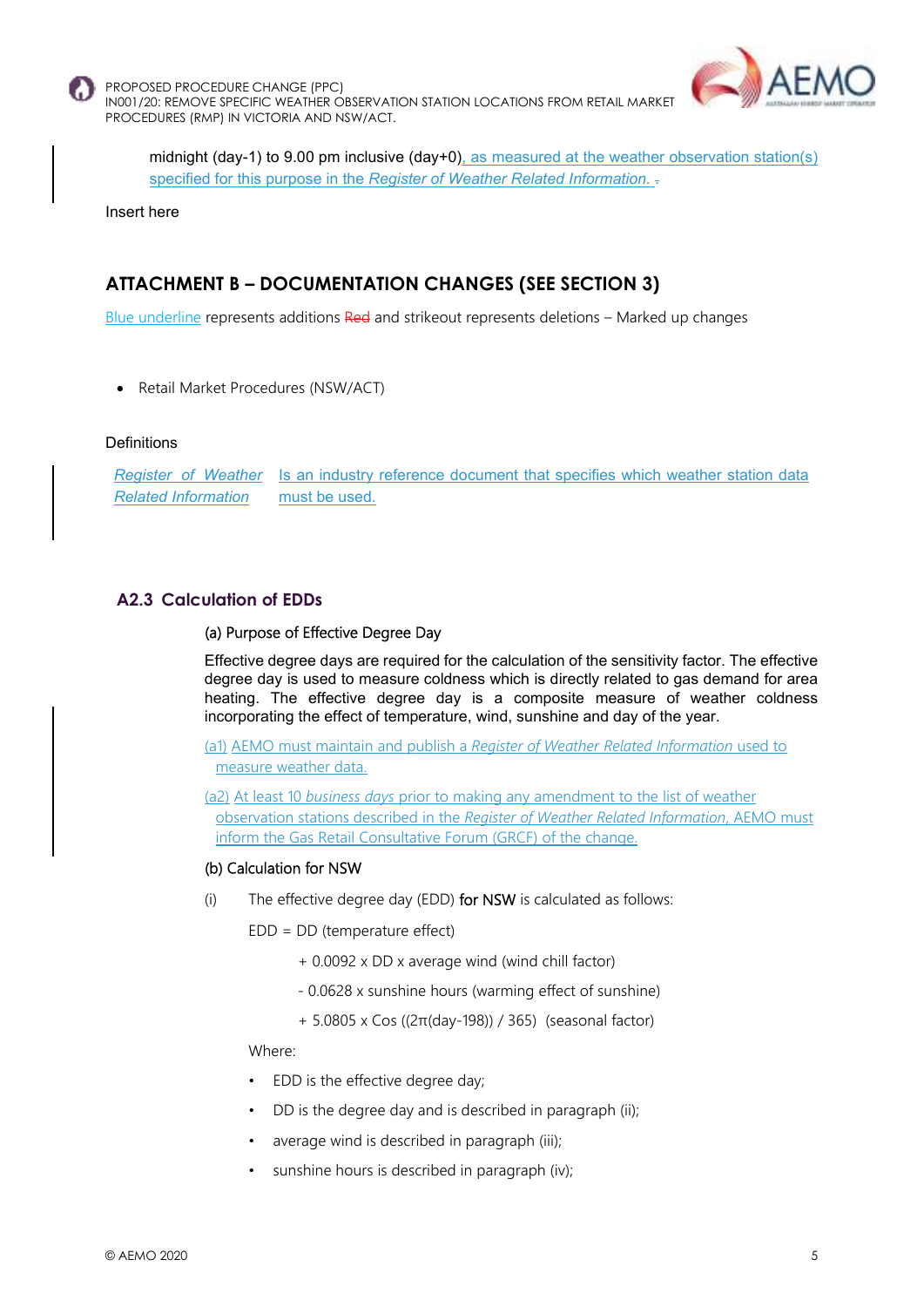midnight (day-1) to 9.00 pm inclusive (day+0), as measured at the weather observation station(s) specified for this purpose in the *Register of Weather Related Information*.

Insert here

## ATTACHMENT B – DOCUMENTATION CHANGES (SEE SECTION 3)

Blue underline represents additions Red and strikeout represents deletions – Marked up changes

- Retail Market Procedures (NSW/ACT)

Definitions

| | |
|---|---|
| *Register of Weather Related Information* | Is an industry reference document that specifies which weather station data must be used. |

### A2.3 Calculation of EDDs

(a) Purpose of Effective Degree Day

Effective degree days are required for the calculation of the sensitivity factor. The effective degree day is used to measure coldness which is directly related to gas demand for area heating. The effective degree day is a composite measure of weather coldness incorporating the effect of temperature, wind, sunshine and day of the year.

(a1) AEMO must maintain and publish a *Register of Weather Related Information* used to measure weather data.

(a2) At least 10 *business days* prior to making any amendment to the list of weather observation stations described in the *Register of Weather Related Information*, AEMO must inform the Gas Retail Consultative Forum (GRCF) of the change.

(b) Calculation for NSW

(i) The effective degree day (EDD) **for NSW** is calculated as follows:

EDD = DD (temperature effect)

+ 0.0092 x DD x average wind (wind chill factor)

- 0.0628 x sunshine hours (warming effect of sunshine)

+ 5.0805 x Cos ((2π(day-198)) / 365) (seasonal factor)

Where:

- EDD is the effective degree day;
- DD is the degree day and is described in paragraph (ii);
- average wind is described in paragraph (iii);
- sunshine hours is described in paragraph (iv);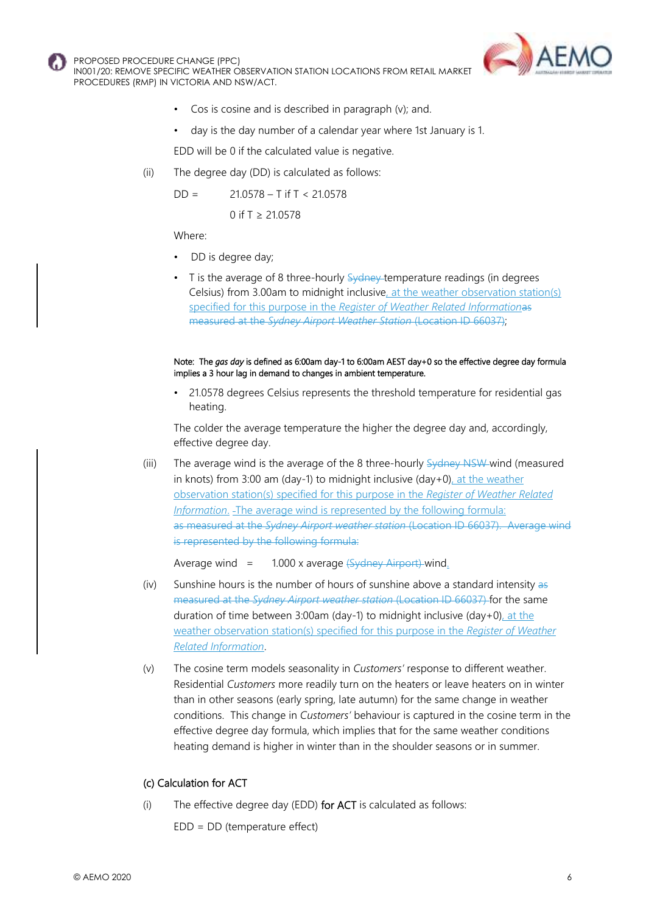- Cos is cosine and is described in paragraph (v); and.
- day is the day number of a calendar year where 1st January is 1.

EDD will be 0 if the calculated value is negative.

(ii) The degree day (DD) is calculated as follows:

DD = 21.0578 – T if T < 21.0578

0 if T ≥ 21.0578

Where:

- DD is degree day;
- T is the average of 8 three-hourly ~~Sydney~~ temperature readings (in degrees Celsius) from 3.00am to midnight inclusive, at the weather observation station(s) specified for this purpose in the *Register of Weather Related Information*~~as measured at the *Sydney Airport Weather Station* (Location ID 66037)~~;

Note: The *gas day* is defined as 6:00am day-1 to 6:00am AEST day+0 so the effective degree day formula implies a 3 hour lag in demand to changes in ambient temperature.

- 21.0578 degrees Celsius represents the threshold temperature for residential gas heating.

The colder the average temperature the higher the degree day and, accordingly, effective degree day.

(iii) The average wind is the average of the 8 three-hourly ~~Sydney NSW~~ wind (measured in knots) from 3:00 am (day-1) to midnight inclusive (day+0), at the weather observation station(s) specified for this purpose in the *Register of Weather Related Information*. The average wind is represented by the following formula: ~~as measured at the *Sydney Airport weather station* (Location ID 66037). Average wind is represented by the following formula:~~

Average wind = 1.000 x average ~~(Sydney Airport)~~ wind.

(iv) Sunshine hours is the number of hours of sunshine above a standard intensity ~~as measured at the *Sydney Airport weather station* (Location ID 66037)~~ for the same duration of time between 3:00am (day-1) to midnight inclusive (day+0), at the weather observation station(s) specified for this purpose in the *Register of Weather Related Information*.

(v) The cosine term models seasonality in *Customers'* response to different weather. Residential *Customers* more readily turn on the heaters or leave heaters on in winter than in other seasons (early spring, late autumn) for the same change in weather conditions. This change in *Customers'* behaviour is captured in the cosine term in the effective degree day formula, which implies that for the same weather conditions heating demand is higher in winter than in the shoulder seasons or in summer.

### (c) Calculation for ACT

(i) The effective degree day (EDD) for ACT is calculated as follows:

EDD = DD (temperature effect)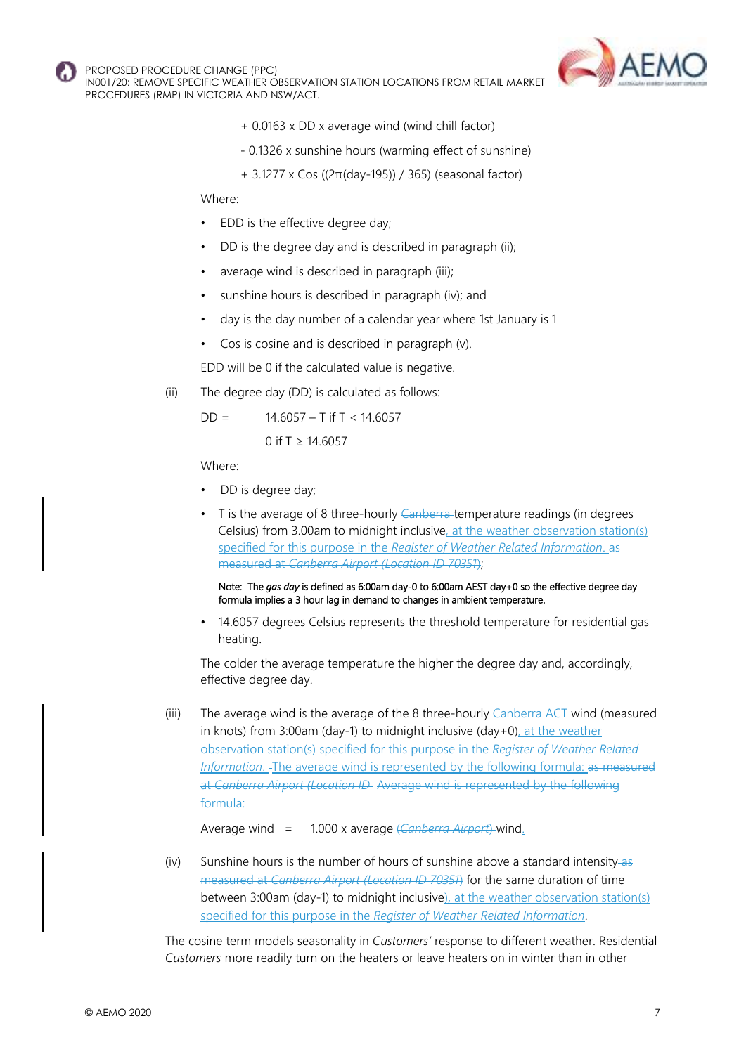+ 0.0163 x DD x average wind (wind chill factor)

- 0.1326 x sunshine hours (warming effect of sunshine)

+ 3.1277 x Cos ((2π(day-195)) / 365) (seasonal factor)

Where:

- EDD is the effective degree day;
- DD is the degree day and is described in paragraph (ii);
- average wind is described in paragraph (iii);
- sunshine hours is described in paragraph (iv); and
- day is the day number of a calendar year where 1st January is 1
- Cos is cosine and is described in paragraph (v).

EDD will be 0 if the calculated value is negative.

(ii) The degree day (DD) is calculated as follows:

DD = 14.6057 – T if T < 14.6057

0 if T ≥ 14.6057

Where:

- DD is degree day;
- T is the average of 8 three-hourly ~~Canberra~~ temperature readings (in degrees Celsius) from 3.00am to midnight inclusive, at the weather observation station(s) specified for this purpose in the *Register of Weather Related Information*. ~~as measured at *Canberra Airport (Location ID 70351)*~~;

  Note: The *gas day* is defined as 6:00am day-0 to 6:00am AEST day+0 so the effective degree day formula implies a 3 hour lag in demand to changes in ambient temperature.

- 14.6057 degrees Celsius represents the threshold temperature for residential gas heating.

The colder the average temperature the higher the degree day and, accordingly, effective degree day.

(iii) The average wind is the average of the 8 three-hourly ~~Canberra ACT~~ wind (measured in knots) from 3:00am (day-1) to midnight inclusive (day+0), at the weather observation station(s) specified for this purpose in the *Register of Weather Related Information*. The average wind is represented by the following formula: ~~as measured at *Canberra Airport (Location ID* Average wind is represented by the following formula:~~

Average wind = 1.000 x average ~~*(Canberra Airport)*~~ wind.

(iv) Sunshine hours is the number of hours of sunshine above a standard intensity ~~as measured at *Canberra Airport (Location ID 70351)*~~ for the same duration of time between 3:00am (day-1) to midnight inclusive), at the weather observation station(s) specified for this purpose in the *Register of Weather Related Information*.

The cosine term models seasonality in *Customers'* response to different weather. Residential *Customers* more readily turn on the heaters or leave heaters on in winter than in other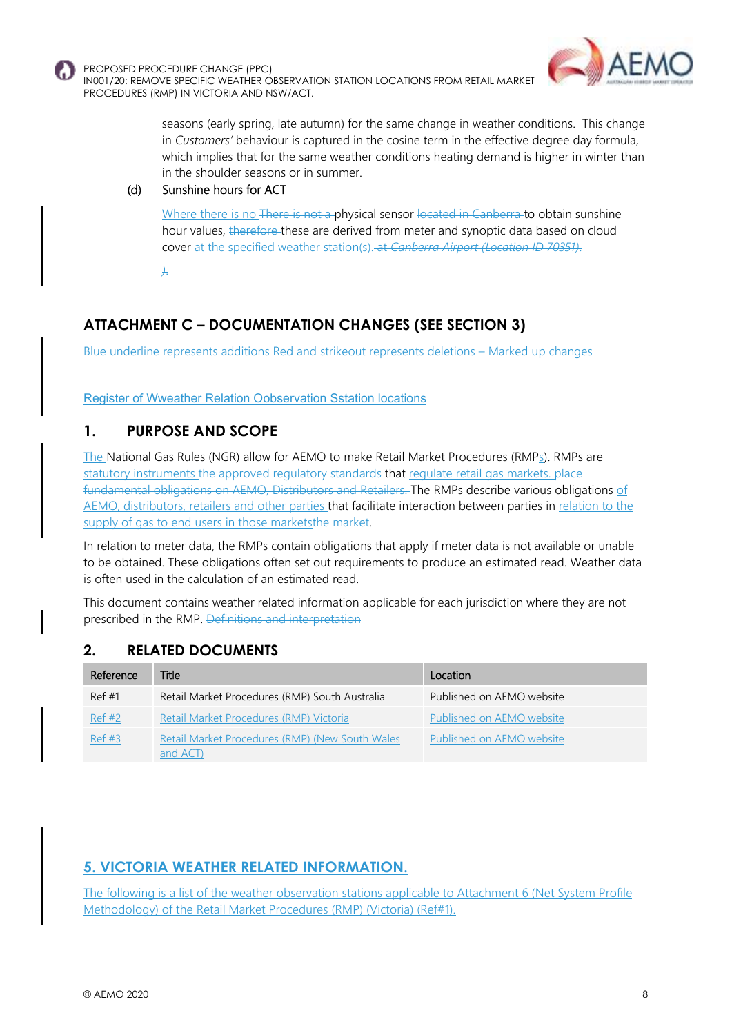seasons (early spring, late autumn) for the same change in weather conditions. This change in *Customers'* behaviour is captured in the cosine term in the effective degree day formula, which implies that for the same weather conditions heating demand is higher in winter than in the shoulder seasons or in summer.

(d) Sunshine hours for ACT

Where there is no There is not a physical sensor located in Canberra to obtain sunshine hour values, therefore these are derived from meter and synoptic data based on cloud cover at the specified weather station(s). at *Canberra Airport (Location ID 70351).*

).

## ATTACHMENT C – DOCUMENTATION CHANGES (SEE SECTION 3)

Blue underline represents additions Red and strikeout represents deletions – Marked up changes

Register of Wweather Relation Oobservation Sstation locations

## 1. PURPOSE AND SCOPE

The National Gas Rules (NGR) allow for AEMO to make Retail Market Procedures (RMPs). RMPs are statutory instruments the approved regulatory standards that regulate retail gas markets. place fundamental obligations on AEMO, Distributors and Retailers. The RMPs describe various obligations of AEMO, distributors, retailers and other parties that facilitate interaction between parties in relation to the supply of gas to end users in those marketsthe market.

In relation to meter data, the RMPs contain obligations that apply if meter data is not available or unable to be obtained. These obligations often set out requirements to produce an estimated read. Weather data is often used in the calculation of an estimated read.

This document contains weather related information applicable for each jurisdiction where they are not prescribed in the RMP. Definitions and interpretation

## 2. RELATED DOCUMENTS

| Reference | Title | Location |
|---|---|---|
| Ref #1 | Retail Market Procedures (RMP) South Australia | Published on AEMO website |
| Ref #2 | Retail Market Procedures (RMP) Victoria | Published on AEMO website |
| Ref #3 | Retail Market Procedures (RMP) (New South Wales and ACT) | Published on AEMO website |

## 5. VICTORIA WEATHER RELATED INFORMATION.

The following is a list of the weather observation stations applicable to Attachment 6 (Net System Profile Methodology) of the Retail Market Procedures (RMP) (Victoria) (Ref#1).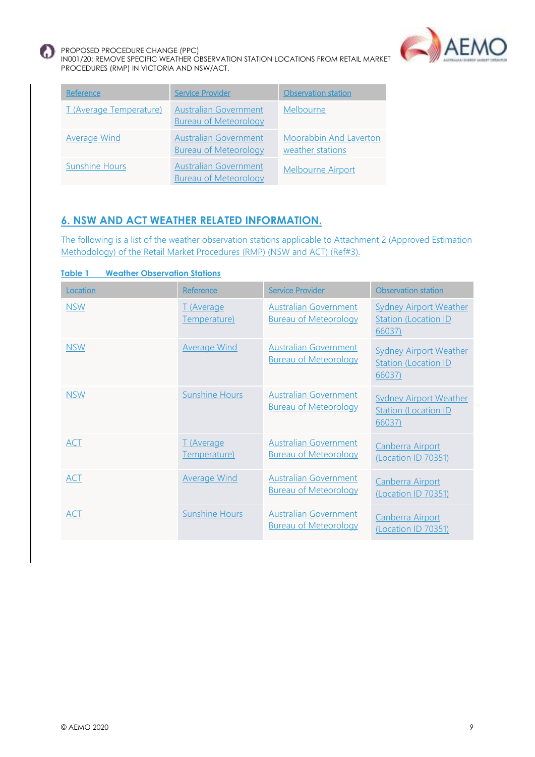| Reference | Service Provider | Observation station |
| --- | --- | --- |
| T (Average Temperature) | Australian Government Bureau of Meteorology | Melbourne |
| Average Wind | Australian Government Bureau of Meteorology | Moorabbin And Laverton weather stations |
| Sunshine Hours | Australian Government Bureau of Meteorology | Melbourne Airport |

## 6. NSW AND ACT WEATHER RELATED INFORMATION.

The following is a list of the weather observation stations applicable to Attachment 2 (Approved Estimation Methodology) of the Retail Market Procedures (RMP) (NSW and ACT) (Ref#3).

**Table 1 Weather Observation Stations**

| Location | Reference | Service Provider | Observation station |
| --- | --- | --- | --- |
| NSW | T (Average Temperature) | Australian Government Bureau of Meteorology | Sydney Airport Weather Station (Location ID 66037) |
| NSW | Average Wind | Australian Government Bureau of Meteorology | Sydney Airport Weather Station (Location ID 66037) |
| NSW | Sunshine Hours | Australian Government Bureau of Meteorology | Sydney Airport Weather Station (Location ID 66037) |
| ACT | T (Average Temperature) | Australian Government Bureau of Meteorology | Canberra Airport (Location ID 70351) |
| ACT | Average Wind | Australian Government Bureau of Meteorology | Canberra Airport (Location ID 70351) |
| ACT | Sunshine Hours | Australian Government Bureau of Meteorology | Canberra Airport (Location ID 70351) |